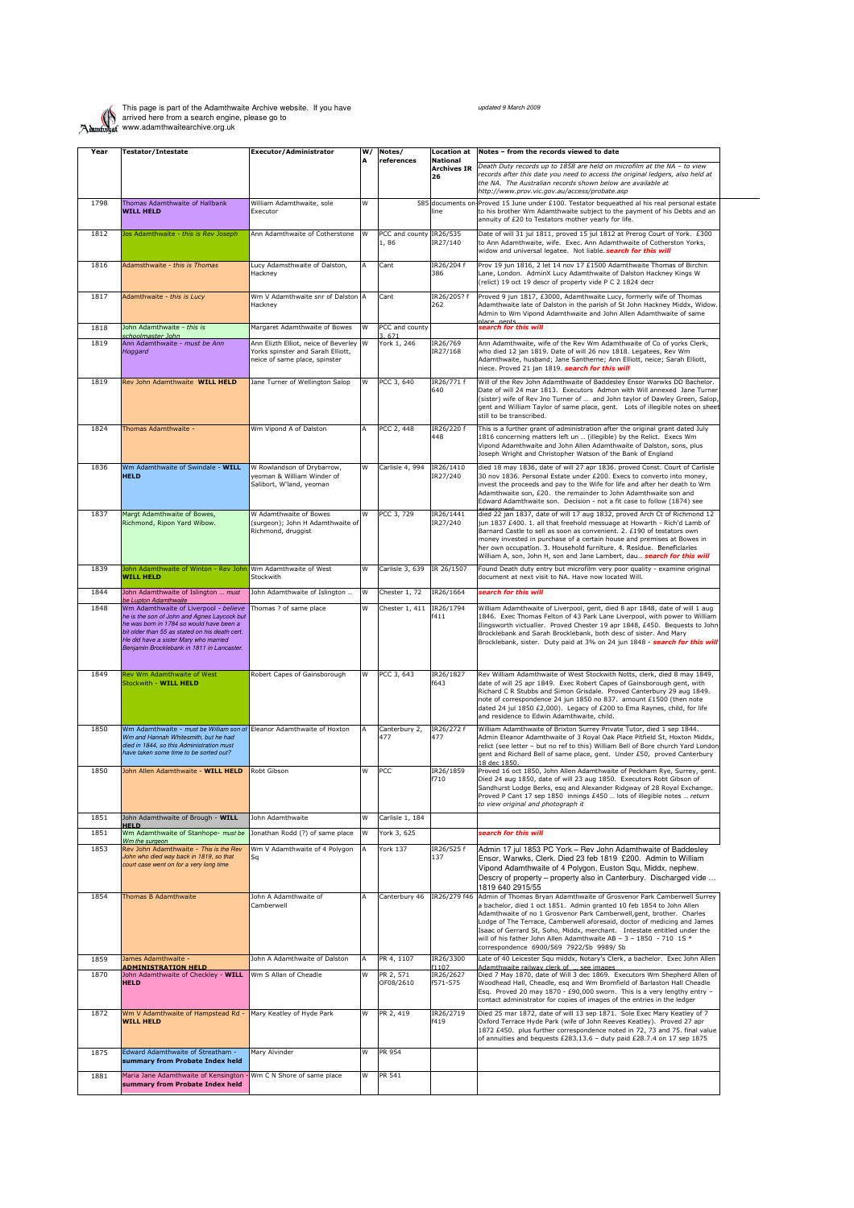This page is part of the Adamthwaite Archive website. If you have arrived here from a search engine, please go to www.adamthwaitearchive.org.uk

*updated 9 March 2009*

| Year | Testator/Intestate | Executor/Administrator | W/ A | Notes/ references | Location at National Archives IR 26 | Notes – from the records viewed to date |
|---|---|---|---|---|---|---|
| | | | | | | *Death Duty records up to 1858 are held on microfilm at the NA – to view records after this date you need to access the original ledgers, also held at the NA. The Australian records shown below are available at http://www.prov.vic.gov.au/access/probate.asp* |
| 1798 | Thomas Adamthwaite of Hallbank **WILL HELD** | William Adamthwaite, sole Executor | W | | 585 documents on-line | Proved 15 June under £100. Testator bequeathed al his real personal estate to his brother Wm Adamthwaite subject to the payment of his Debts and an annuity of £20 to Testators mother yearly for life. |
| 1812 | Jos Adamthwaite - *this is Rev Joseph* | Ann Adamthwaite of Cotherstone | W | PCC and county 1, 86 | IR26/535 IR27/140 | Date of will 31 jul 1811, proved 15 jul 1812 at Prerog Court of York. £300 to Ann Adamthwaite, wife. Exec. Ann Adamthwaite of Cotherston Yorks, widow and universal legatee. Not liable. ***search for this will*** |
| 1816 | Adamsthwaite - *this is Thomas* | Lucy Adamsthwaite of Dalston, Hackney | A | Cant | IR26/204 f 386 | Prov 19 jun 1816, 2 let 14 nov 17 £1500 Adamthwaite Thomas of Birchin Lane, London. AdminX Lucy Adamsthwaite of Dalston Hackney Kings W (relict) 19 oct 19 descr of property vide P C 2 1824 decr |
| 1817 | Adamthwaite - *this is Lucy* | Wm V Adamthwaite snr of Dalston Hackney | A | Cant | IR26/205? f 262 | Proved 9 jun 1817, £3000, Adamthwaite Lucy, formerly wife of Thomas Adamthwaite late of Dalston in the parish of St John Hackney Middx, Widow. Admin to Wm Vipond Adamthwaite and John Allen Adamthwaite of same place, gents. |
| 1818 | John Adamthwaite - *this is schoolmaster John* | Margaret Adamthwaite of Bowes | W | PCC and county 3, 671 | | ***search for this will*** |
| 1819 | Ann Adamthwaite - *must be Ann Hoggard* | Ann Elizth Elliot, neice of Beverley Yorks spinster and Sarah Elliott, neice of same place, spinster | W | York 1, 246 | IR26/769 IR27/168 | Ann Adamthwaite, wife of the Rev Wm Adamthwaite of Co of yorks Clerk, who died 12 jan 1819. Date of will 26 nov 1818. Legatees, Rev Wm Adamthwaite, husband; Jane Santherne; Ann Elliott, neice; Sarah Elliott, niece. Proved 21 jan 1819. ***search for this will*** |
| 1819 | Rev John Adamthwaite **WILL HELD** | Jane Turner of Wellington Salop | W | PCC 3, 640 | IR26/771 f 640 | Will of the Rev John Adamthwaite of Baddesley Ensor Warwks DD Bachelor. Date of will 24 mar 1813. Executors Admon with Will annexed Jane Turner (sister) wife of Rev Jno Turner of ... and John taylor of Dawley Green, Salop, gent and William Taylor of same place, gent. Lots of illegible notes on sheet still to be transcribed. |
| 1824 | Thomas Adamthwaite - | Wm Vipond A of Dalston | A | PCC 2, 448 | IR26/220 f 448 | This is a further grant of administration after the original grant dated July 1816 concerning matters left un .. (illegible) by the Relict. Execs Wm Vipond Adamthwaite and John Allen Adamthwaite of Dalston, sons, plus Joseph Wright and Christopher Watson of the Bank of England |
| 1836 | Wm Adamthwaite of Swindale - **WILL HELD** | W Rowlandson of Drybarrow, yeoman & William Winder of Sallbort, W'land, yeoman | W | Carlisle 4, 994 | IR26/1410 IR27/240 | died 18 may 1836, date of will 27 apr 1836. proved Const. Court of Carlisle 30 nov 1836. Personal Estate under £200. Execs to converto into money, invest the proceeds and pay to the Wife for life and after her death to Wm Adamthwaite son, £20. the remainder to John Adamthwaite son and Edward Adamthwaite son. Decision - not a fit case to follow (1874) see assessment |
| 1837 | Margt Adamthwaite of Bowes, Richmond, Ripon Yard Wibow. | W Adamthwaite of Bowes (surgeon); John H Adamthwaite of Richmond, druggist | W | PCC 3, 729 | IR26/1441 IR27/240 | died 22 jan 1837, date of will 17 aug 1832, proved Arch Ct of Richmond 12 jun 1837 £400. 1. all that freehold messuage at Howarth - Rich'd Lamb of Barnard Castle to sell as soon as convenient. 2. £190 of testators own money invested in purchase of a certain house and premises at Bowes in her own occupation. 3. Household furniture. 4. Residue. Beneficiaries William A, son, John H, son and Jane Lambert, dau.. ***search for this will*** |
| 1839 | John Adamthwaite of Winton - Rev John **WILL HELD** | Wm Adamthwaite of West Stockwith | W | Carlisle 3, 639 | IR 26/1507 | Found Death duty entry but microfilm very poor quality - examine original document at next visit to NA. Have now located Will. |
| 1844 | John Adamthwaite of Islington ... *must be Lupton Adamthwaite* | John Adamthwaite of Islington ... | W | Chester 1, 72 | IR26/1664 | ***search for this will*** |
| 1848 | Wm Adamthwaite of Liverpool - *believe he is the son of John and Agnes Laycock but he was born in 1784 so would have been a bit older than 55 as stated on his death cert. He did have a sister Mary who married Benjamin Brocklebank in 1811 in Lancaster.* | Thomas ? of same place | W | Chester 1, 411 | IR26/1794 f411 | William Adamthwaite of Liverpool, gent, died 8 apr 1848, date of will 1 aug 1846. Exec Thomas Felton of 43 Park Lane Liverpool, with power to William Ilingsworth victualler. Proved Chester 19 apr 1848, £450. Bequests to John Brocklebank and Sarah Brocklebank, both desc of sister. And Mary Brocklebank, sister. Duty paid at 3% on 24 jun 1848 - ***search for this will*** |
| 1849 | Rev Wm Adamthwaite of West Stockwith - **WILL HELD** | Robert Capes of Gainsborough | W | PCC 3, 643 | IR26/1827 f643 | Rev William Adamthwaite of West Stockwith Notts, clerk, died 8 may 1849, date of will 25 apr 1849. Exec Robert Capes of Gainsborough gent, with Richard C R Stubbs and Simon Grisdale. Proved Canterbury 29 aug 1849. note of correspondence 24 jun 1850 no 837. amount £1500 (then note dated 24 jul 1850 £2,000). Legacy of £200 to Ema Raynes, child, for life and residence to Edwin Adamthwaite, child. |
| 1850 | Wm Adamthwaite - *must be William son of Wm and Hannah Whitesmith, but he had died in 1844, so this Administration must have taken some time to be sorted out?* | Eleanor Adamthwaite of Hoxton | A | Canterbury 2, 477 | IR26/272 f 477 | William Adamthwaite of Brixton Surrey Private Tutor, died 1 sep 1844. Admin Eleanor Adamthwaite of 3 Royal Oak Place Pitfield St, Hoxton Middx, relict (see letter – but no ref to this) William Bell of Bore church Yard London gent and Richard Bell of same place, gent. Under £50, proved Canterbury 18 dec 1850. |
| 1850 | John Allen Adamthwaite - **WILL HELD** | Robt Gibson | W | PCC | IR26/1859 f710 | Proved 16 oct 1850, John Allen Adamthwaite of Peckham Rye, Surrey, gent. Died 24 aug 1850, date of will 23 aug 1850. Executors Robt Gibson of Sandhurst Lodge Berks, esq and Alexander Ridgway of 28 Royal Exchange. Proved P Cant 17 sep 1850 innings £450 ... lots of illegible notes ... *return to view original and photograph it* |
| 1851 | John Adamthwaite of Brough - **WILL HELD** | John Adamthwaite | W | Carlisle 1, 184 | | |
| 1851 | Wm Adamthwaite of Stanhope- *must be Wm the surgeon* | Jonathan Rodd (?) of same place | W | York 3, 625 | | ***search for this will*** |
| 1853 | Rev John Adamthwaite - *This is the Rev John who died way back in 1819, so that court case went on for a very long time* | Wm V Adamthwaite of 4 Polygon Sq | A | York 137 | IR26/525 f 137 | Admin 17 jul 1853 PC York – Rev John Adamthwaite of Baddesley Ensor, Warwks, Clerk. Died 23 feb 1819 £200. Admin to William Vipond Adamthwaite of 4 Polygon, Euston Squ, Middx, nephew. Descry of property – property also in Canterbury. Discharged vide ... 1819 640 2915/55 |
| 1854 | Thomas B Adamthwaite | John A Adamthwaite of Camberwell | A | Canterbury 46 | IR26/279 f46 | Admin of Thomas Bryan Adamthwaite of Grosvenor Park Camberwell Surrey a bachelor, died 1 oct 1851. Admin granted 10 feb 1854 to John Allen Adamthwaite of no 1 Grosvenor Park Camberwell,gent, brother. Charles Lodge of The Terrace, Camberwell aforesaid, doctor of medicing and James Isaac of Gerrard St, Soho, Middx, merchant. Intestate entitled under the will of his father John Allen Adamthwaite AB – 3 – 1850 - 710 1S * correspondence 6900/569 7922/5b 9989/ 5b |
| 1859 | James Adamthwaite - **ADMINISTRATION HELD** | John A Adamthwaite of Dalston | A | PR 4, 1107 | IR26/3300 f1107 | Late of 40 Leicester Squ middx, Notary's Clerk, a bachelor. Exec John Allen Adamthwaite railway clerk of ... see images |
| 1870 | John Adamthwaite of Checkley - **WILL HELD** | Wm S Allan of Cheadle | W | PR 2, 571 OF08/2610 | IR26/2627 f571-575 | Died 7 May 1870, date of Will 3 dec 1869. Executors Wm Shepherd Allen of Woodhead Hall, Cheadle, esq and Wm Bromfield of Barlaston Hall Cheadle Esq. Proved 20 may 1870 - £90,000 sworn. This is a very lengthy entry – contact administrator for copies of images of the entries in the ledger |
| 1872 | Wm V Adamthwaite of Hampstead Rd - **WILL HELD** | Mary Keatley of Hyde Park | W | PR 2, 419 | IR26/2719 f419 | Died 25 mar 1872, date of will 13 sep 1871. Sole Exec Mary Keatley of 7 Oxford Terrace Hyde Park (wife of John Reeves Keatley). Proved 27 apr 1872 £450. plus further correspondence noted in 72, 73 and 75. final value of annuities and bequests £283.13.6 – duty paid £28.7.4 on 17 sep 1875 |
| 1875 | Edward Adamthwaite of Streatham - **summary from Probate Index held** | Mary Alvinder | W | PR 954 | | |
| 1881 | Maria Jane Adamthwaite of Kensington - **summary from Probate Index held** | Wm C N Shore of same place | W | PR 541 | | |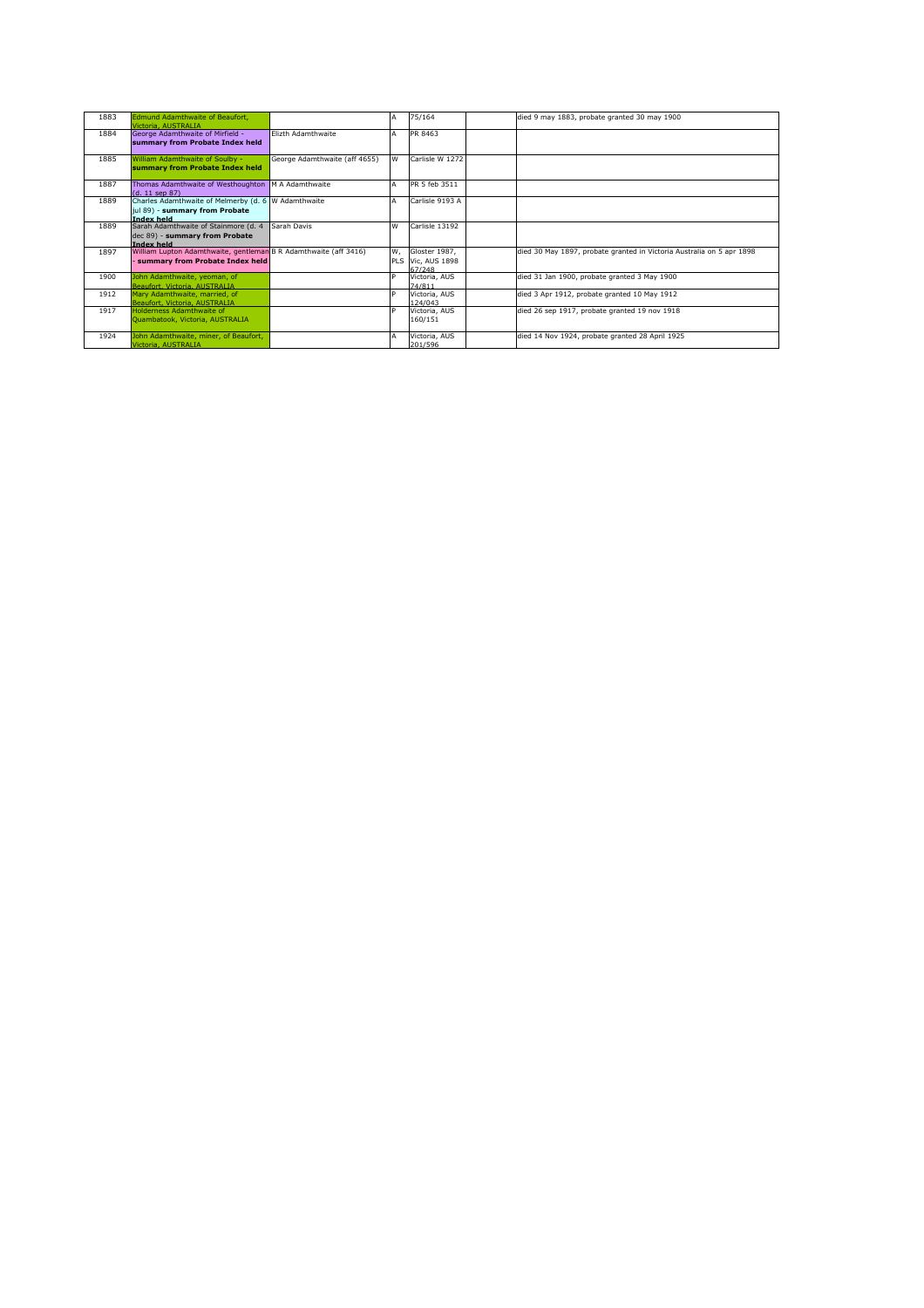| | | | | | | |
|---|---|---|---|---|---|---|
| 1883 | Edmund Adamthwaite of Beaufort, Victoria, AUSTRALIA | | A | 75/164 | | died 9 may 1883, probate granted 30 may 1900 |
| 1884 | George Adamthwaite of Mirfield - **summary from Probate Index held** | Elizth Adamthwaite | A | PR 8463 | | |
| 1885 | William Adamthwaite of Soulby - **summary from Probate Index held** | George Adamthwaite (aff 4655) | W | Carlisle W 1272 | | |
| 1887 | Thomas Adamthwaite of Westhoughton (d. 11 sep 87) | M A Adamthwaite | A | PR 5 feb 3511 | | |
| 1889 | Charles Adamthwaite of Melmerby (d. 6 jul 89) - **summary from Probate Index held** | W Adamthwaite | A | Carlisle 9193 A | | |
| 1889 | Sarah Adamthwaite of Stainmore (d. 4 dec 89) - **summary from Probate Index held** | Sarah Davis | W | Carlisle 13192 | | |
| 1897 | William Lupton Adamthwaite, gentleman - **summary from Probate Index held** | B R Adamthwaite (aff 3416) | W, PLS | Gloster 1987, Vic, AUS 1898 67/248 | | died 30 May 1897, probate granted in Victoria Australia on 5 apr 1898 |
| 1900 | John Adamthwaite, yeoman, of Beaufort, Victoria, AUSTRALIA | | P | Victoria, AUS 74/811 | | died 31 Jan 1900, probate granted 3 May 1900 |
| 1912 | Mary Adamthwaite, married, of Beaufort, Victoria, AUSTRALIA | | P | Victoria, AUS 124/043 | | died 3 Apr 1912, probate granted 10 May 1912 |
| 1917 | Holderness Adamthwaite of Quambatook, Victoria, AUSTRALIA | | P | Victoria, AUS 160/151 | | died 26 sep 1917, probate granted 19 nov 1918 |
| 1924 | John Adamthwaite, miner, of Beaufort, Victoria, AUSTRALIA | | A | Victoria, AUS 201/596 | | died 14 Nov 1924, probate granted 28 April 1925 |